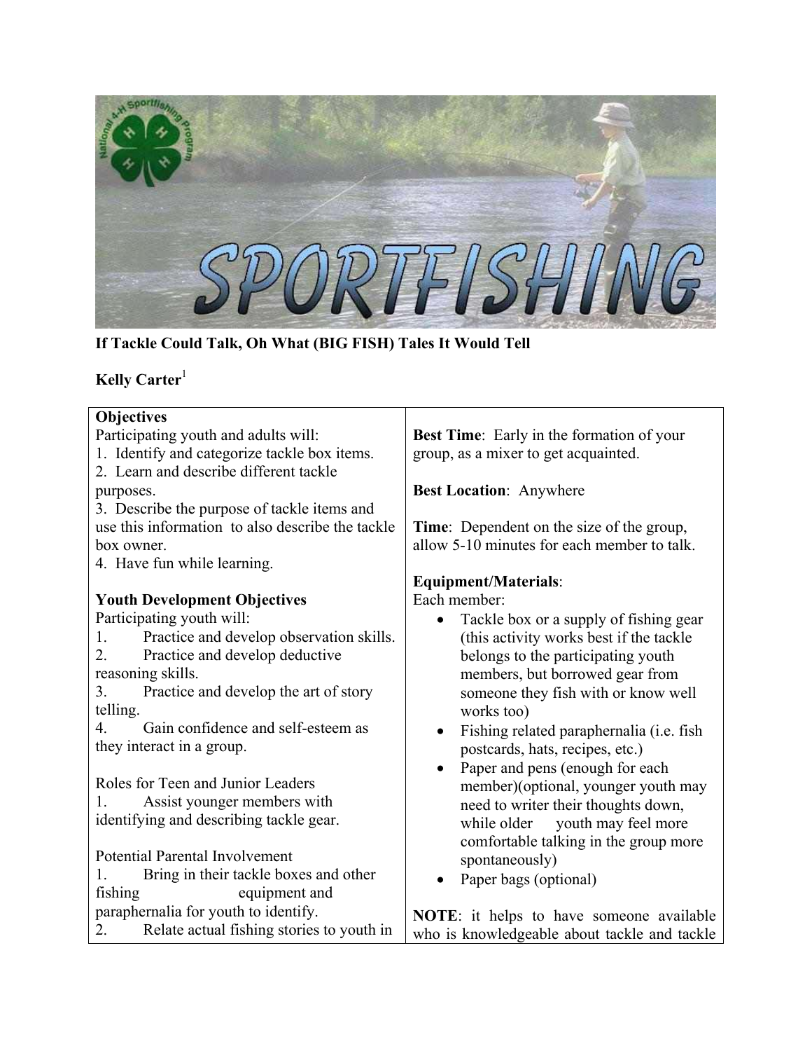**If Tackle Could Talk, Oh What (BIG FISH) Tales It Would Tell**

**Kelly Carter**[1]

**Objectives**

Participating youth and adults will:

1. Identify and categorize tackle box items.
2. Learn and describe different tackle purposes.
3. Describe the purpose of tackle items and use this information to also describe the tackle box owner.
4. Have fun while learning.

**Youth Development Objectives**

Participating youth will:

1. Practice and develop observation skills.
2. Practice and develop deductive reasoning skills.
3. Practice and develop the art of story telling.
4. Gain confidence and self-esteem as they interact in a group.

Roles for Teen and Junior Leaders

1. Assist younger members with identifying and describing tackle gear.

Potential Parental Involvement

1. Bring in their tackle boxes and other fishing equipment and paraphernalia for youth to identify.
2. Relate actual fishing stories to youth in

**Best Time**: Early in the formation of your group, as a mixer to get acquainted.

**Best Location**: Anywhere

**Time**: Dependent on the size of the group, allow 5-10 minutes for each member to talk.

**Equipment/Materials**:

Each member:

- Tackle box or a supply of fishing gear (this activity works best if the tackle belongs to the participating youth members, but borrowed gear from someone they fish with or know well works too)
- Fishing related paraphernalia (i.e. fish postcards, hats, recipes, etc.)
- Paper and pens (enough for each member)(optional, younger youth may need to writer their thoughts down, while older youth may feel more comfortable talking in the group more spontaneously)
- Paper bags (optional)

**NOTE**: it helps to have someone available who is knowledgeable about tackle and tackle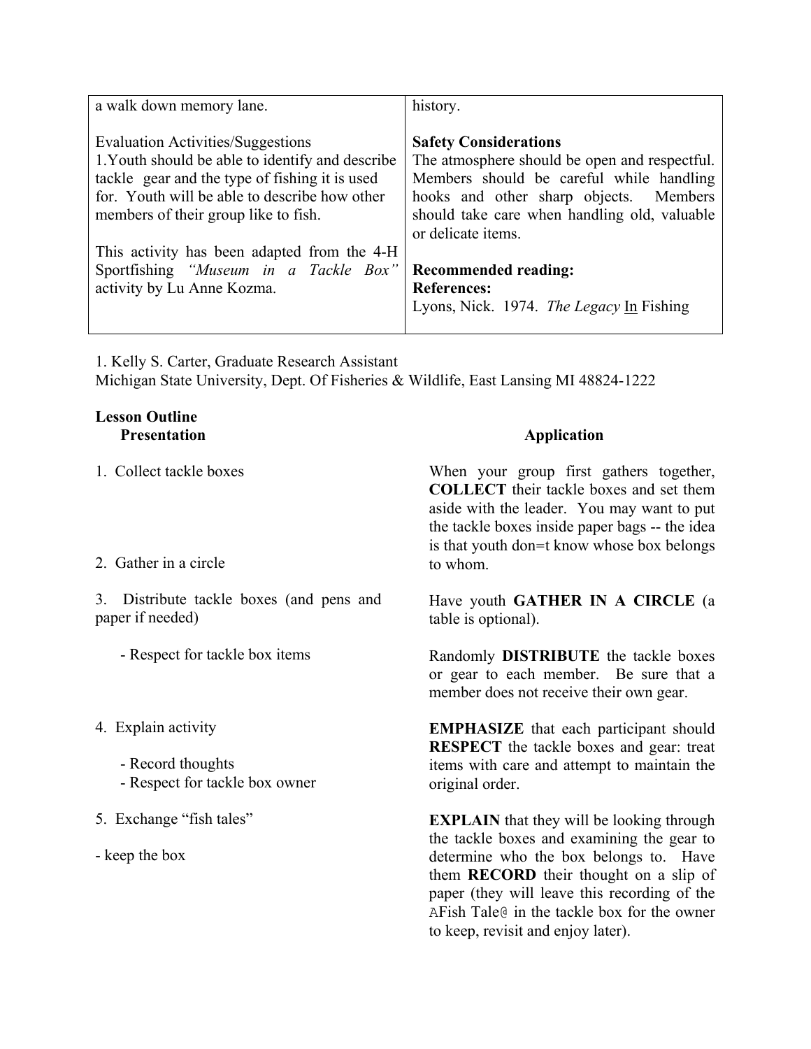| | |
|---|---|
| a walk down memory lane.<br><br>Evaluation Activities/Suggestions<br>1.Youth should be able to identify and describe tackle gear and the type of fishing it is used for. Youth will be able to describe how other members of their group like to fish.<br><br>This activity has been adapted from the 4-H Sportfishing *"Museum in a Tackle Box"* activity by Lu Anne Kozma. | history.<br><br>**Safety Considerations**<br>The atmosphere should be open and respectful. Members should be careful while handling hooks and other sharp objects. Members should take care when handling old, valuable or delicate items.<br><br>**Recommended reading:**<br>**References:**<br>Lyons, Nick. 1974. *The Legacy* <u>In</u> Fishing |

1. Kelly S. Carter, Graduate Research Assistant
Michigan State University, Dept. Of Fisheries & Wildlife, East Lansing MI 48824-1222

**Lesson Outline**

| **Presentation** | **Application** |
|---|---|
| 1. Collect tackle boxes | When your group first gathers together, **COLLECT** their tackle boxes and set them aside with the leader. You may want to put the tackle boxes inside paper bags -- the idea is that youth don=t know whose box belongs to whom. |
| 2. Gather in a circle | Have youth **GATHER IN A CIRCLE** (a table is optional). |
| 3. Distribute tackle boxes (and pens and paper if needed)<br><br>- Respect for tackle box items | Randomly **DISTRIBUTE** the tackle boxes or gear to each member. Be sure that a member does not receive their own gear.<br><br>**EMPHASIZE** that each participant should **RESPECT** the tackle boxes and gear: treat items with care and attempt to maintain the original order. |
| 4. Explain activity<br><br>- Record thoughts<br>- Respect for tackle box owner | |
| 5. Exchange "fish tales"<br><br>- keep the box | **EXPLAIN** that they will be looking through the tackle boxes and examining the gear to determine who the box belongs to. Have them **RECORD** their thought on a slip of paper (they will leave this recording of the AFish Tale@ in the tackle box for the owner to keep, revisit and enjoy later). |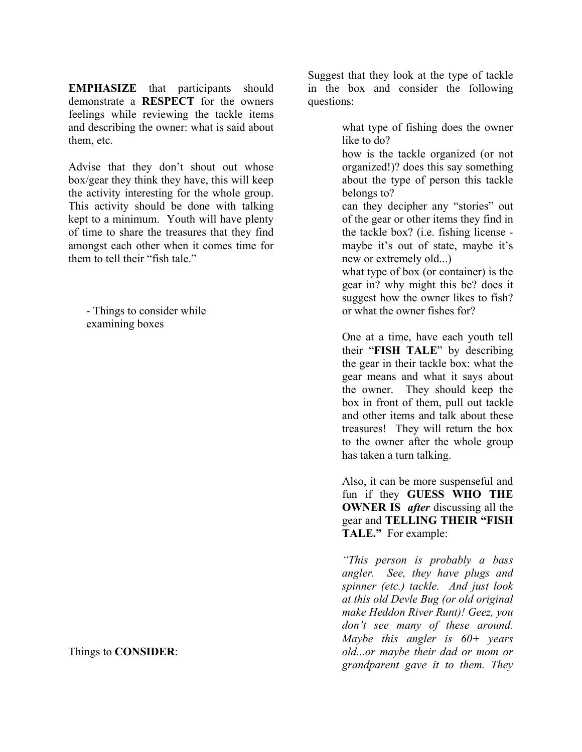**EMPHASIZE** that participants should demonstrate a **RESPECT** for the owners feelings while reviewing the tackle items and describing the owner: what is said about them, etc.

Advise that they don't shout out whose box/gear they think they have, this will keep the activity interesting for the whole group. This activity should be done with talking kept to a minimum. Youth will have plenty of time to share the treasures that they find amongst each other when it comes time for them to tell their "fish tale."

- Things to consider while examining boxes

Suggest that they look at the type of tackle in the box and consider the following questions:

what type of fishing does the owner like to do?

how is the tackle organized (or not organized!)? does this say something about the type of person this tackle belongs to?

can they decipher any "stories" out of the gear or other items they find in the tackle box? (i.e. fishing license - maybe it's out of state, maybe it's new or extremely old...)

what type of box (or container) is the gear in? why might this be? does it suggest how the owner likes to fish? or what the owner fishes for?

One at a time, have each youth tell their "**FISH TALE**" by describing the gear in their tackle box: what the gear means and what it says about the owner. They should keep the box in front of them, pull out tackle and other items and talk about these treasures! They will return the box to the owner after the whole group has taken a turn talking.

Things to **CONSIDER**:

Also, it can be more suspenseful and fun if they **GUESS WHO THE OWNER IS** ***after*** discussing all the gear and **TELLING THEIR "FISH TALE."** For example:

*"This person is probably a bass angler. See, they have plugs and spinner (etc.) tackle. And just look at this old Devle Bug (or old original make Heddon River Runt)! Geez, you don't see many of these around. Maybe this angler is 60+ years old...or maybe their dad or mom or grandparent gave it to them. They*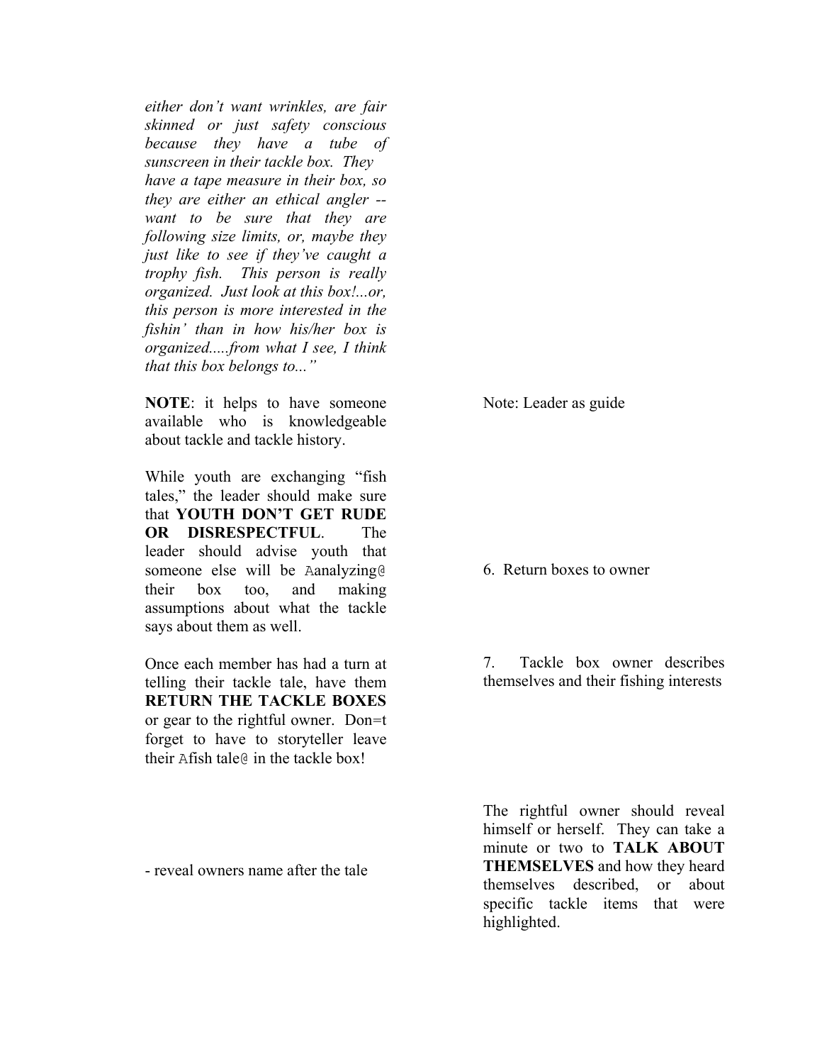*either don't want wrinkles, are fair skinned or just safety conscious because they have a tube of sunscreen in their tackle box. They have a tape measure in their box, so they are either an ethical angler -- want to be sure that they are following size limits, or, maybe they just like to see if they've caught a trophy fish. This person is really organized. Just look at this box!...or, this person is more interested in the fishin' than in how his/her box is organized.....from what I see, I think that this box belongs to..."*

**NOTE**: it helps to have someone available who is knowledgeable about tackle and tackle history.

Note: Leader as guide

While youth are exchanging "fish tales," the leader should make sure that **YOUTH DON'T GET RUDE OR DISRESPECTFUL**. The leader should advise youth that someone else will be Aanalyzing@ their box too, and making assumptions about what the tackle says about them as well.

6. Return boxes to owner

Once each member has had a turn at telling their tackle tale, have them **RETURN THE TACKLE BOXES** or gear to the rightful owner. Don=t forget to have to storyteller leave their Afish tale@ in the tackle box!

7. Tackle box owner describes themselves and their fishing interests

- reveal owners name after the tale

The rightful owner should reveal himself or herself. They can take a minute or two to **TALK ABOUT THEMSELVES** and how they heard themselves described, or about specific tackle items that were highlighted.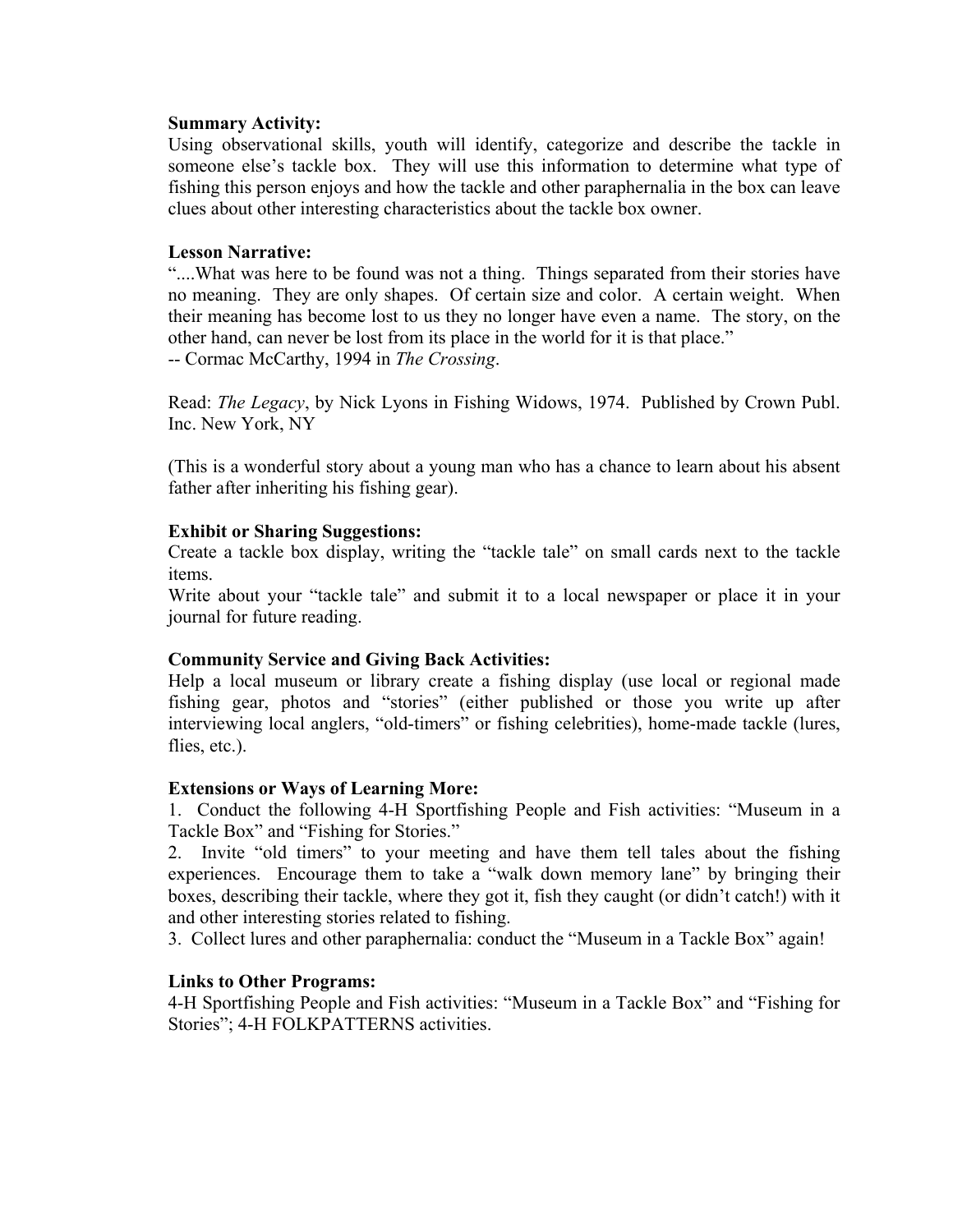**Summary Activity:**
Using observational skills, youth will identify, categorize and describe the tackle in someone else's tackle box. They will use this information to determine what type of fishing this person enjoys and how the tackle and other paraphernalia in the box can leave clues about other interesting characteristics about the tackle box owner.

**Lesson Narrative:**
"....What was here to be found was not a thing. Things separated from their stories have no meaning. They are only shapes. Of certain size and color. A certain weight. When their meaning has become lost to us they no longer have even a name. The story, on the other hand, can never be lost from its place in the world for it is that place."
-- Cormac McCarthy, 1994 in *The Crossing*.

Read: *The Legacy*, by Nick Lyons in Fishing Widows, 1974. Published by Crown Publ. Inc. New York, NY

(This is a wonderful story about a young man who has a chance to learn about his absent father after inheriting his fishing gear).

**Exhibit or Sharing Suggestions:**
Create a tackle box display, writing the "tackle tale" on small cards next to the tackle items.
Write about your "tackle tale" and submit it to a local newspaper or place it in your journal for future reading.

**Community Service and Giving Back Activities:**
Help a local museum or library create a fishing display (use local or regional made fishing gear, photos and "stories" (either published or those you write up after interviewing local anglers, "old-timers" or fishing celebrities), home-made tackle (lures, flies, etc.).

**Extensions or Ways of Learning More:**
1. Conduct the following 4-H Sportfishing People and Fish activities: "Museum in a Tackle Box" and "Fishing for Stories."
2. Invite "old timers" to your meeting and have them tell tales about the fishing experiences. Encourage them to take a "walk down memory lane" by bringing their boxes, describing their tackle, where they got it, fish they caught (or didn't catch!) with it and other interesting stories related to fishing.
3. Collect lures and other paraphernalia: conduct the "Museum in a Tackle Box" again!

**Links to Other Programs:**
4-H Sportfishing People and Fish activities: "Museum in a Tackle Box" and "Fishing for Stories"; 4-H FOLKPATTERNS activities.